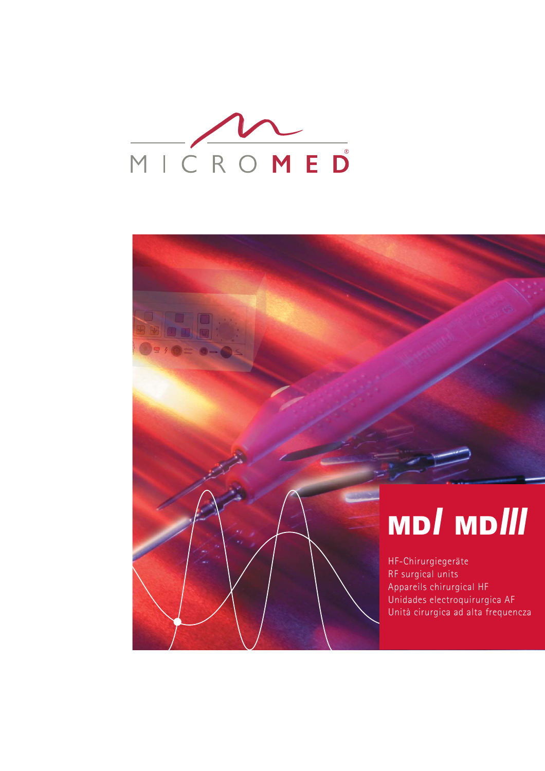MICROMED®

# MD I MD III

HF-Chirurgiegeräte
RF surgical units
Appareils chirurgical HF
Unidades electroquirurgica AF
Unità cirurgica ad alta frequencza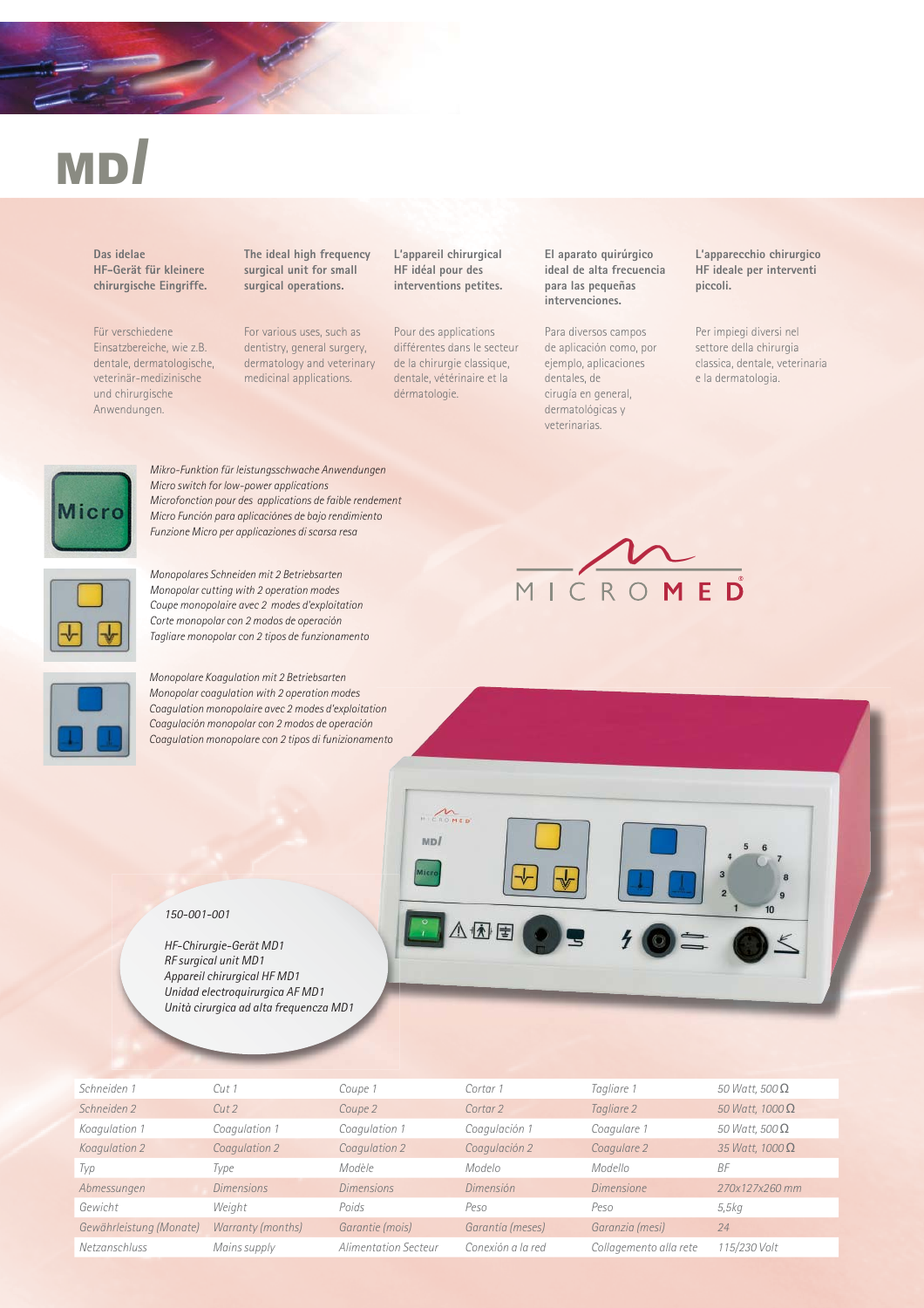# MD1

**Das ideale HF-Gerät für kleinere chirurgische Eingriffe.**

Für verschiedene Einsatzbereiche, wie z.B. dentale, dermatologische, veterinär-medizinische und chirurgische Anwendungen.

**The ideal high frequency surgical unit for small surgical operations.**

For various uses, such as dentistry, general surgery, dermatology and veterinary medicinal applications.

**L'appareil chirurgical HF idéal pour des interventions petites.**

Pour des applications différentes dans le secteur de la chirurgie classique, dentale, vétérinaire et la dérmatologie.

**El aparato quirúrgico ideal de alta frecuencia para las pequeñas intervenciones.**

Para diversos campos de aplicación como, por ejemplo, aplicaciones dentales, de cirugía en general, dermatológicas y veterinarias.

**L'apparecchio chirurgico HF ideale per interventi piccoli.**

Per impiegi diversi nel settore della chirurgia classica, dentale, veterinaria e la dermatologia.

*Mikro-Funktion für leistungsschwache Anwendungen*
*Micro switch for low-power applications*
*Microfonction pour des applications de faible rendement*
*Micro Función para aplicaciónes de bajo rendimiento*
*Funzione Micro per applicaziones di scarsa resa*

*Monopolares Schneiden mit 2 Betriebsarten*
*Monopolar cutting with 2 operation modes*
*Coupe monopolaire avec 2 modes d'exploitation*
*Corte monopolar con 2 modos de operación*
*Tagliare monopolar con 2 tipos de funzionamento*

*Monopolare Koagulation mit 2 Betriebsarten*
*Monopolar coagulation with 2 operation modes*
*Coagulation monopolaire avec 2 modes d'exploitation*
*Coagulación monopolar con 2 modos de operación*
*Coagulation monopolare con 2 tipos di funzionamento*

MICROMED

*150-001-001*

*HF-Chirurgie-Gerät MD1*
*RF surgical unit MD1*
*Appareil chirurgical HF MD1*
*Unidad electroquirurgica AF MD1*
*Unità cirurgica ad alta frequenza MD1*

| Deutsch | English | Français | Español | Italiano | |
|---|---|---|---|---|---|
| Schneiden 1 | Cut 1 | Coupe 1 | Cortar 1 | Tagliare 1 | 50 Watt, 500 Ω |
| Schneiden 2 | Cut 2 | Coupe 2 | Cortar 2 | Tagliare 2 | 50 Watt, 1000 Ω |
| Koagulation 1 | Coagulation 1 | Coagulation 1 | Coagulación 1 | Coagulare 1 | 50 Watt, 500 Ω |
| Koagulation 2 | Coagulation 2 | Coagulation 2 | Coagulación 2 | Coagulare 2 | 35 Watt, 1000 Ω |
| Typ | Type | Modèle | Modelo | Modello | BF |
| Abmessungen | Dimensions | Dimensions | Dimensión | Dimensione | 270x127x260 mm |
| Gewicht | Weight | Poids | Peso | Peso | 5,5kg |
| Gewährleistung (Monate) | Warranty (months) | Garantie (mois) | Garantia (meses) | Garanzia (mesi) | 24 |
| Netzanschluss | Mains supply | Alimentation Secteur | Conexión a la red | Collagemento alla rete | 115/230 Volt |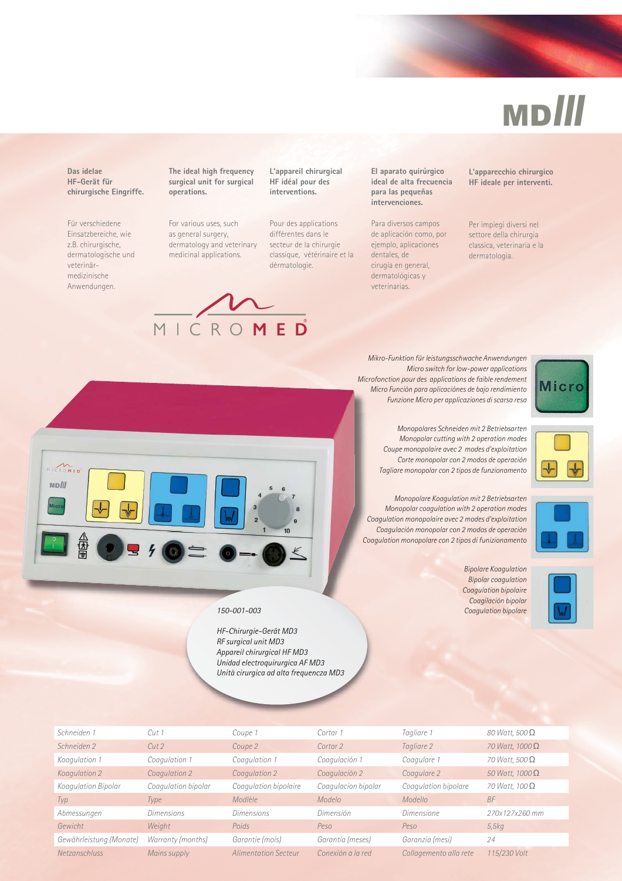# MD///

**Das idelae HF-Gerät für chirurgische Eingriffe.**

Für verschiedene Einsatzbereiche, wie z.B. chirurgische, dermatologische und veterinär-medizinische Anwendungen.

**The ideal high frequency surgical unit for surgical operations.**

For various uses, such as general surgery, dermatology and veterinary medicinal applications.

**L'appareil chirurgical HF idéal pour des interventions.**

Pour des applications différentes dans le secteur de la chirurgie classique, vétérinaire et la dérmatologie.

**El aparato quirúrgico ideal de alta frecuencia para las pequeñas intervenciones.**

Para diversos campos de aplicación como, por ejemplo, aplicaciones dentales, de cirugía en general, dermatológicas y veterinarias.

**L'apparecchio chirurgico HF ideale per interventi.**

Per impiegi diversi nel settore della chirurgia classica, veterinaria e la dermatologia.

MICROMED®

*Mikro-Funktion für leistungsschwache Anwendungen*
*Micro switch for low-power applications*
*Microfonction pour des applications de faible rendement*
*Micro Función para aplicaciónes de bajo rendimiento*
*Funzione Micro per applicazioni di scarsa resa*

*Monopolares Schneiden mit 2 Betriebsarten*
*Monopolar cutting with 2 operation modes*
*Coupe monopolaire avec 2 modes d'exploitation*
*Corte monopolar con 2 modos de operación*
*Tagliare monopolar con 2 tipos de funzionamento*

*Monopolare Koagulation mit 2 Betriebsarten*
*Monopolar coagulation with 2 operation modes*
*Coagulation monopolaire avec 2 modes d'exploitation*
*Coagulación monopolar con 2 modos de operación*
*Coagulazione monopolare con 2 tipos di funzionamento*

*Bipolare Koagulation*
*Bipolar coagulation*
*Coagulation bipolaire*
*Coagilación bipolar*
*Coagulation bipolare*

*150-001-003*

*HF-Chirurgie-Gerät MD3*
*RF surgical unit MD3*
*Appareil chirurgical HF MD3*
*Unidad electroquirurgica AF MD3*
*Unità cirurgica ad alta frequencza MD3*

| | | | | | |
|---|---|---|---|---|---|
| Schneiden 1 | Cut 1 | Coupe 1 | Cortar 1 | Tagliare 1 | 80 Watt, 500 Ω |
| Schneiden 2 | Cut 2 | Coupe 2 | Cortar 2 | Tagliare 2 | 70 Watt, 1000 Ω |
| Koagulation 1 | Coagulation 1 | Coagulation 1 | Coagulación 1 | Coagulare 1 | 70 Watt, 500 Ω |
| Koagulation 2 | Coagulation 2 | Coagulation 2 | Coagulación 2 | Coagulare 2 | 50 Watt, 1000 Ω |
| Koagulation Bipolar | Coagulation bipolar | Coagulation bipolaire | Coagulacion bipolar | Coagulation bipolare | 70 Watt, 100 Ω |
| Typ | Type | Modèle | Modelo | Modello | BF |
| Abmessungen | Dimensions | Dimensions | Dimensión | Dimensione | 270x127x260 mm |
| Gewicht | Weight | Poids | Peso | Peso | 5,5kg |
| Gewährleistung (Monate) | Warranty (months) | Garantie (mois) | Garantía (meses) | Garanzia (mesi) | 24 |
| Netzanschluss | Mains supply | Alimentation Secteur | Conexión a la red | Collagemento alla rete | 115/230 Volt |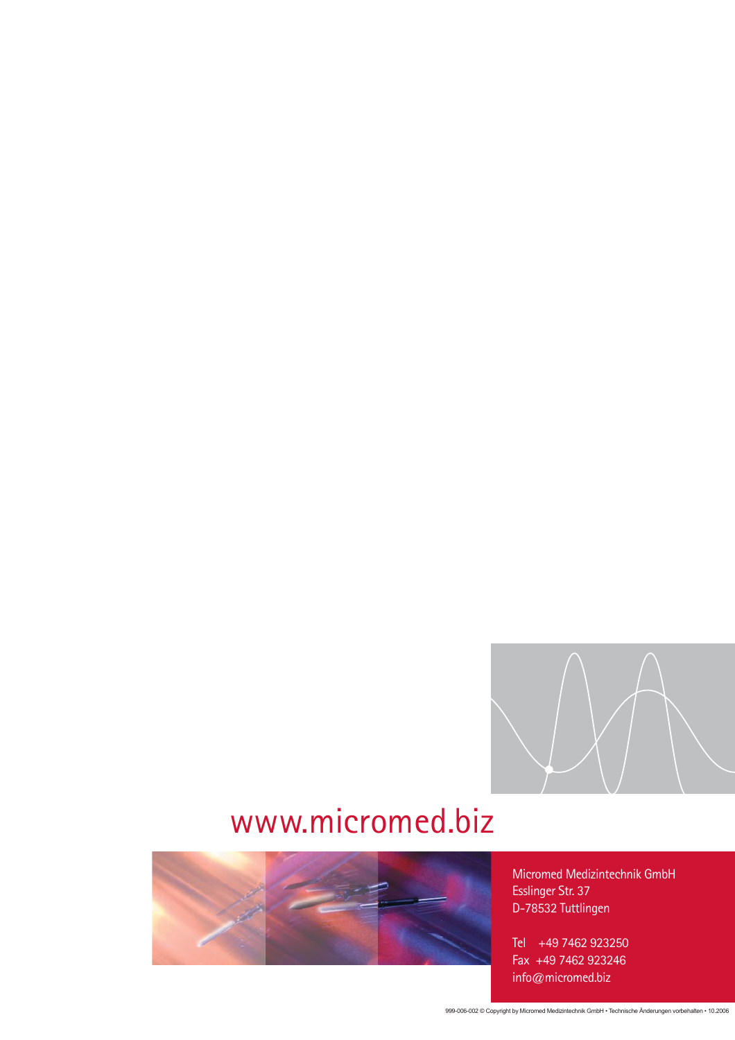www.micromed.biz

Micromed Medizintechnik GmbH
Esslinger Str. 37
D-78532 Tuttlingen

Tel +49 7462 923250
Fax +49 7462 923246
info@micromed.biz

999-006-002 © Copyright by Micromed Medizintechnik GmbH • Technische Änderungen vorbehalten • 10.2006